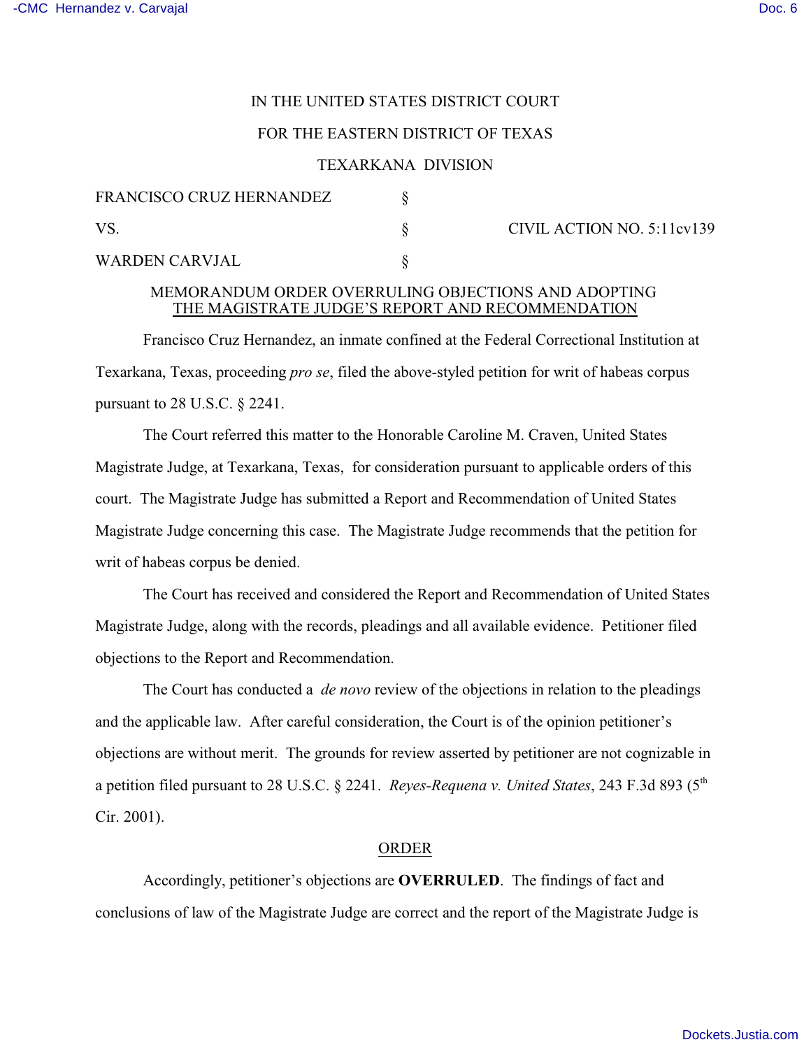IN THE UNITED STATES DISTRICT COURT

FOR THE EASTERN DISTRICT OF TEXAS

TEXARKANA DIVISION

| | | |
|---|---|---|
| FRANCISCO CRUZ HERNANDEZ | § | |
| VS. | § | CIVIL ACTION NO. 5:11cv139 |
| WARDEN CARVJAL | § | |

MEMORANDUM ORDER OVERRULING OBJECTIONS AND ADOPTING THE MAGISTRATE JUDGE'S REPORT AND RECOMMENDATION

Francisco Cruz Hernandez, an inmate confined at the Federal Correctional Institution at Texarkana, Texas, proceeding *pro se*, filed the above-styled petition for writ of habeas corpus pursuant to 28 U.S.C. § 2241.

The Court referred this matter to the Honorable Caroline M. Craven, United States Magistrate Judge, at Texarkana, Texas, for consideration pursuant to applicable orders of this court. The Magistrate Judge has submitted a Report and Recommendation of United States Magistrate Judge concerning this case. The Magistrate Judge recommends that the petition for writ of habeas corpus be denied.

The Court has received and considered the Report and Recommendation of United States Magistrate Judge, along with the records, pleadings and all available evidence. Petitioner filed objections to the Report and Recommendation.

The Court has conducted a *de novo* review of the objections in relation to the pleadings and the applicable law. After careful consideration, the Court is of the opinion petitioner's objections are without merit. The grounds for review asserted by petitioner are not cognizable in a petition filed pursuant to 28 U.S.C. § 2241. *Reyes-Requena v. United States*, 243 F.3d 893 (5th Cir. 2001).

ORDER

Accordingly, petitioner's objections are **OVERRULED**. The findings of fact and conclusions of law of the Magistrate Judge are correct and the report of the Magistrate Judge is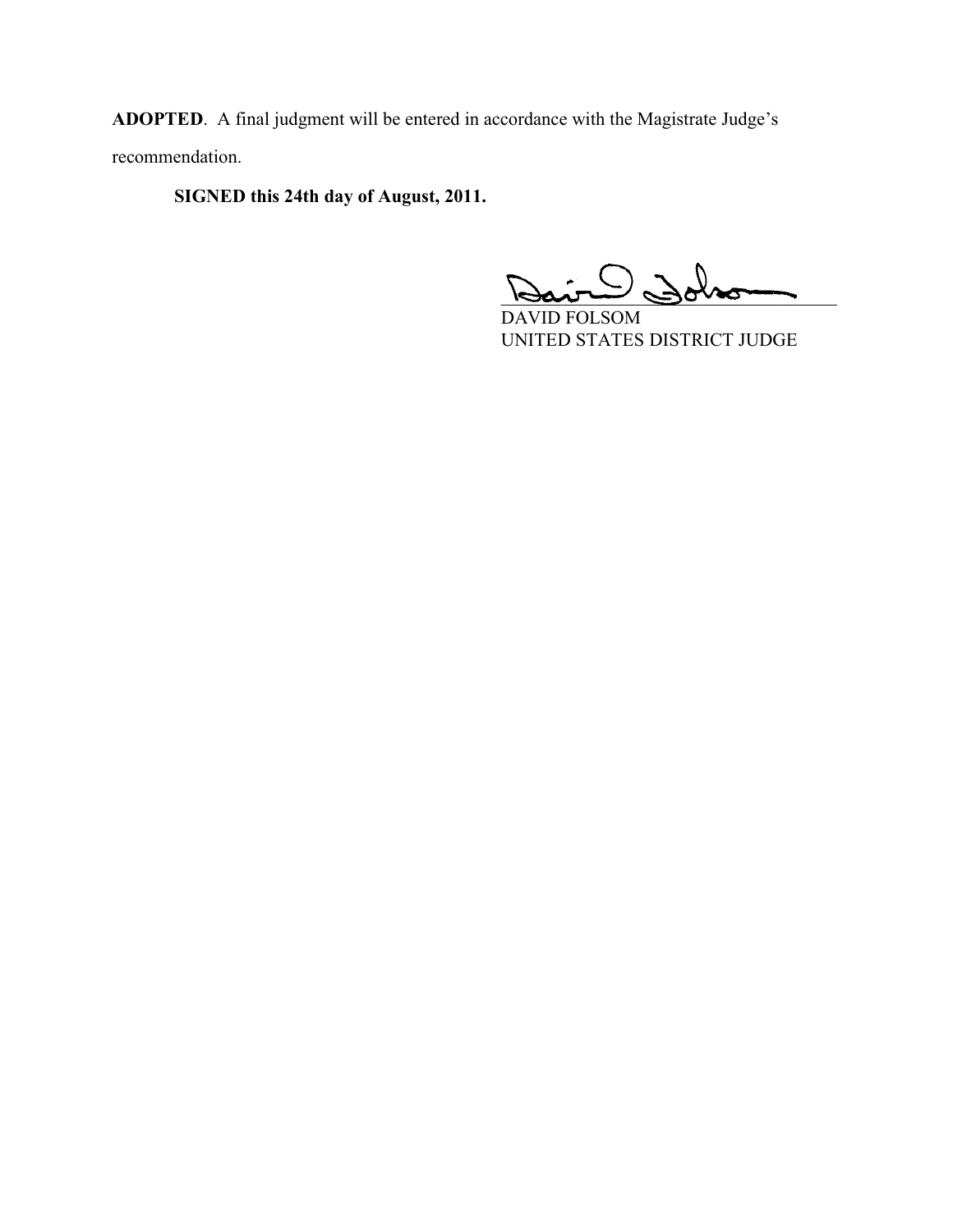**ADOPTED**. A final judgment will be entered in accordance with the Magistrate Judge's recommendation.

**SIGNED this 24th day of August, 2011.**

DAVID FOLSOM
UNITED STATES DISTRICT JUDGE